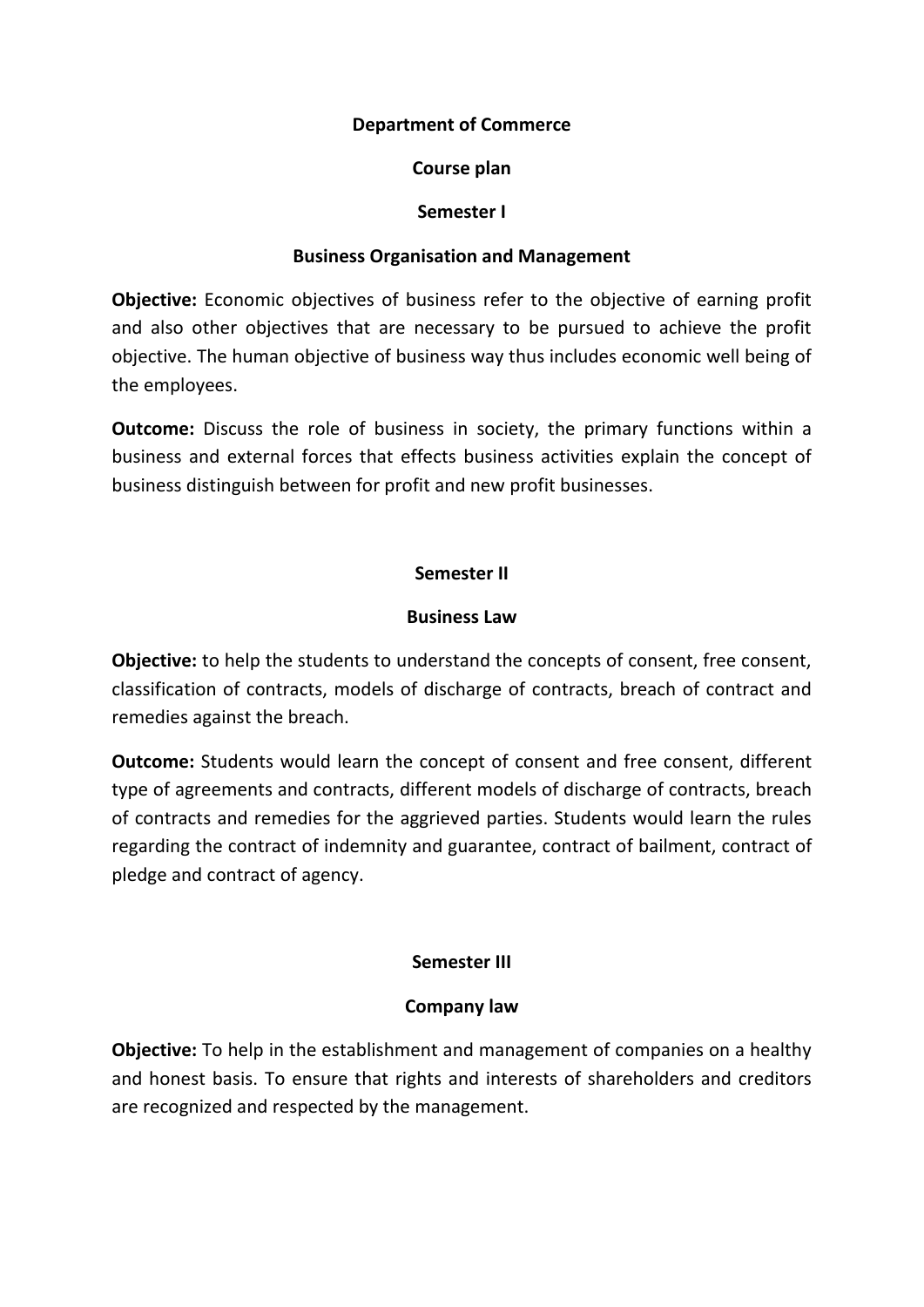**Department of Commerce**

**Course plan**

**Semester I**

**Business Organisation and Management**

**Objective:** Economic objectives of business refer to the objective of earning profit and also other objectives that are necessary to be pursued to achieve the profit objective. The human objective of business way thus includes economic well being of the employees.

**Outcome:** Discuss the role of business in society, the primary functions within a business and external forces that effects business activities explain the concept of business distinguish between for profit and new profit businesses.

**Semester II**

**Business Law**

**Objective:** to help the students to understand the concepts of consent, free consent, classification of contracts, models of discharge of contracts, breach of contract and remedies against the breach.

**Outcome:** Students would learn the concept of consent and free consent, different type of agreements and contracts, different models of discharge of contracts, breach of contracts and remedies for the aggrieved parties. Students would learn the rules regarding the contract of indemnity and guarantee, contract of bailment, contract of pledge and contract of agency.

**Semester III**

**Company law**

**Objective:** To help in the establishment and management of companies on a healthy and honest basis. To ensure that rights and interests of shareholders and creditors are recognized and respected by the management.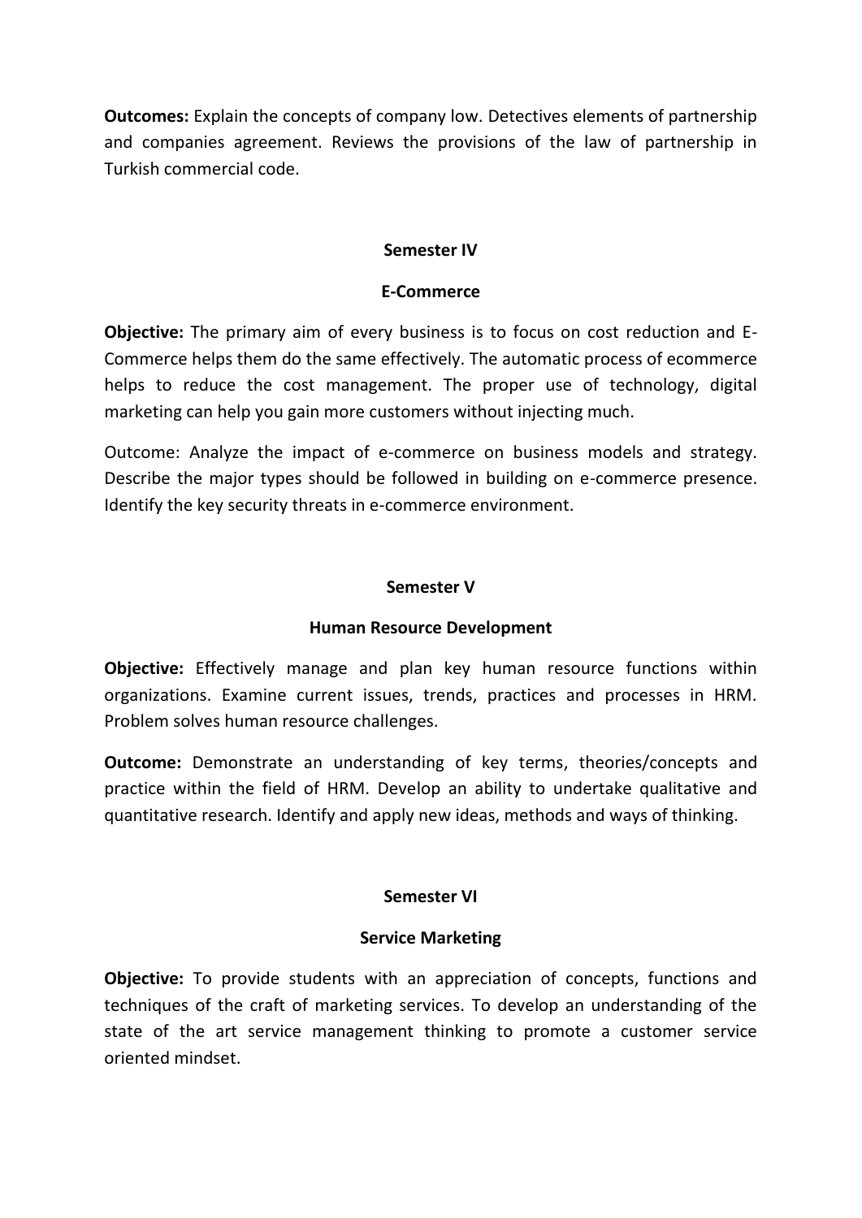**Outcomes:** Explain the concepts of company low. Detectives elements of partnership and companies agreement. Reviews the provisions of the law of partnership in Turkish commercial code.

## Semester IV

### E-Commerce

**Objective:** The primary aim of every business is to focus on cost reduction and E-Commerce helps them do the same effectively. The automatic process of ecommerce helps to reduce the cost management. The proper use of technology, digital marketing can help you gain more customers without injecting much.

Outcome: Analyze the impact of e-commerce on business models and strategy. Describe the major types should be followed in building on e-commerce presence. Identify the key security threats in e-commerce environment.

## Semester V

### Human Resource Development

**Objective:** Effectively manage and plan key human resource functions within organizations. Examine current issues, trends, practices and processes in HRM. Problem solves human resource challenges.

**Outcome:** Demonstrate an understanding of key terms, theories/concepts and practice within the field of HRM. Develop an ability to undertake qualitative and quantitative research. Identify and apply new ideas, methods and ways of thinking.

## Semester VI

### Service Marketing

**Objective:** To provide students with an appreciation of concepts, functions and techniques of the craft of marketing services. To develop an understanding of the state of the art service management thinking to promote a customer service oriented mindset.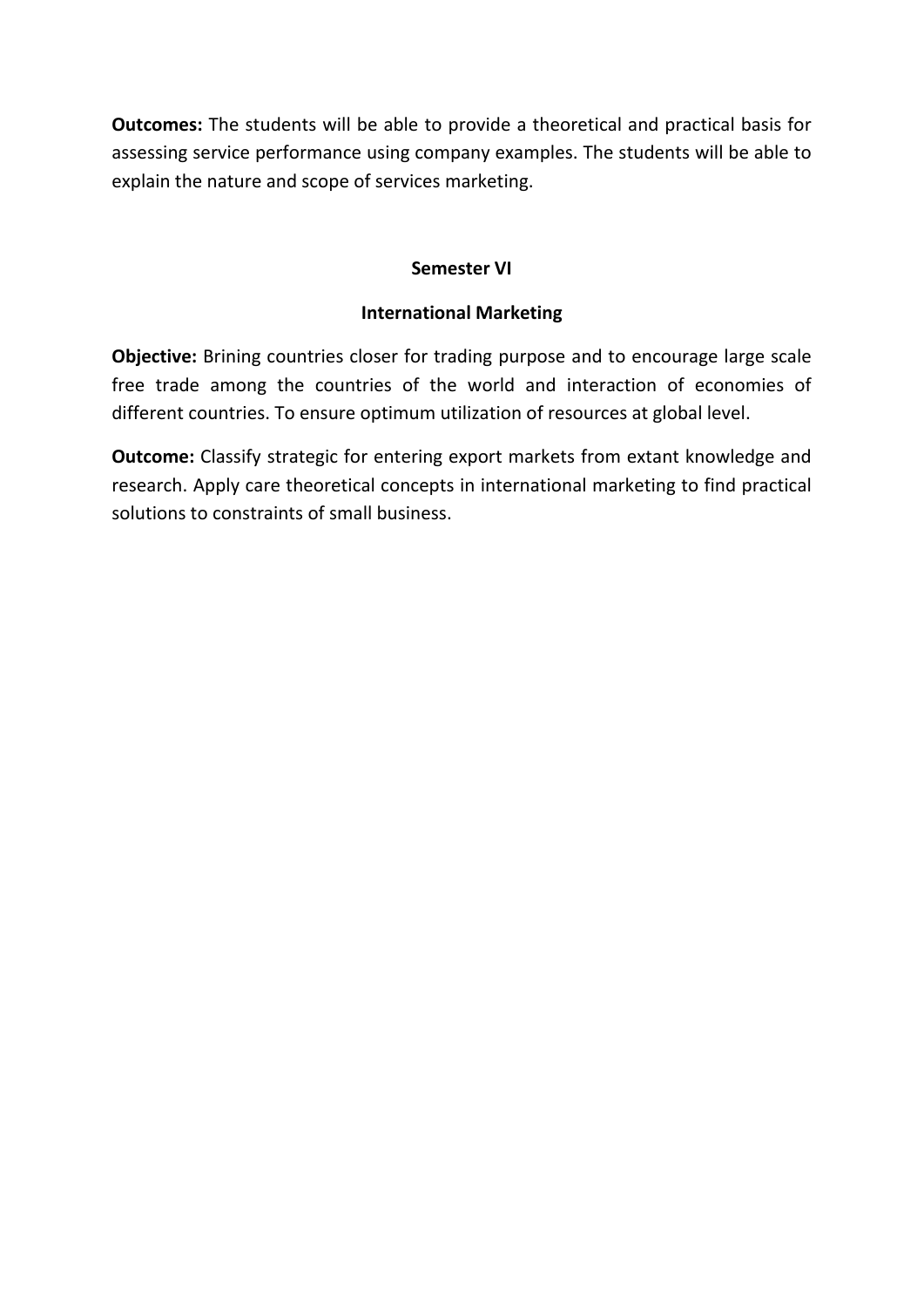**Outcomes:** The students will be able to provide a theoretical and practical basis for assessing service performance using company examples. The students will be able to explain the nature and scope of services marketing.

## Semester VI

### International Marketing

**Objective:** Brining countries closer for trading purpose and to encourage large scale free trade among the countries of the world and interaction of economies of different countries. To ensure optimum utilization of resources at global level.

**Outcome:** Classify strategic for entering export markets from extant knowledge and research. Apply care theoretical concepts in international marketing to find practical solutions to constraints of small business.